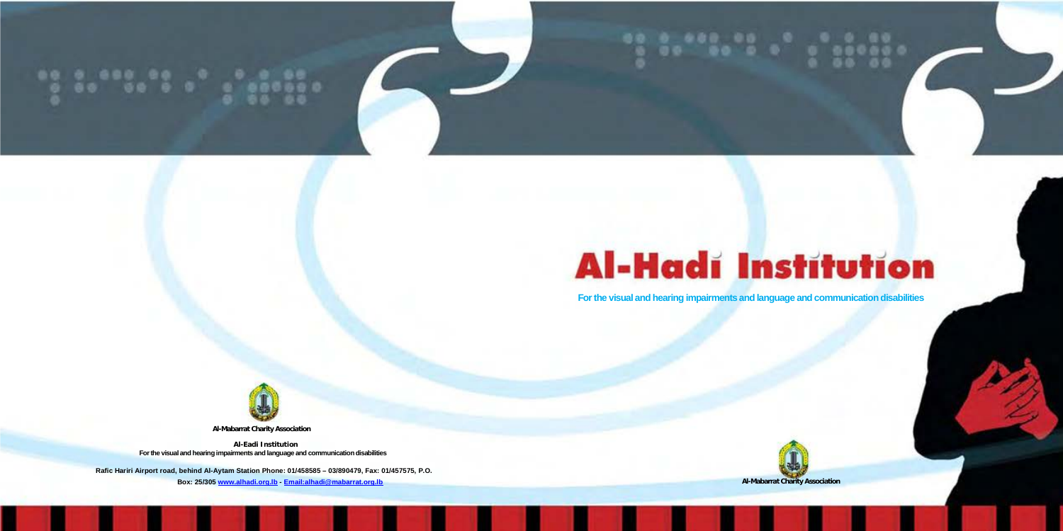# Al-Hadi Institution

For the visual and hearing impairments and language and communication disabilities

Al-Mabarrat Charity Association

**Al-Eadi Institution**

For the visual and hearing impairments and language and communication disabilities

Rafic Hariri Airport road, behind Al-Aytam Station Phone: 01/458585 – 03/890479, Fax: 01/457575, P.O. Box: 25/305 www.alhadi.org.lb - Email:alhadi@mabarrat.org.lb

Al-Mabarrat Charity Association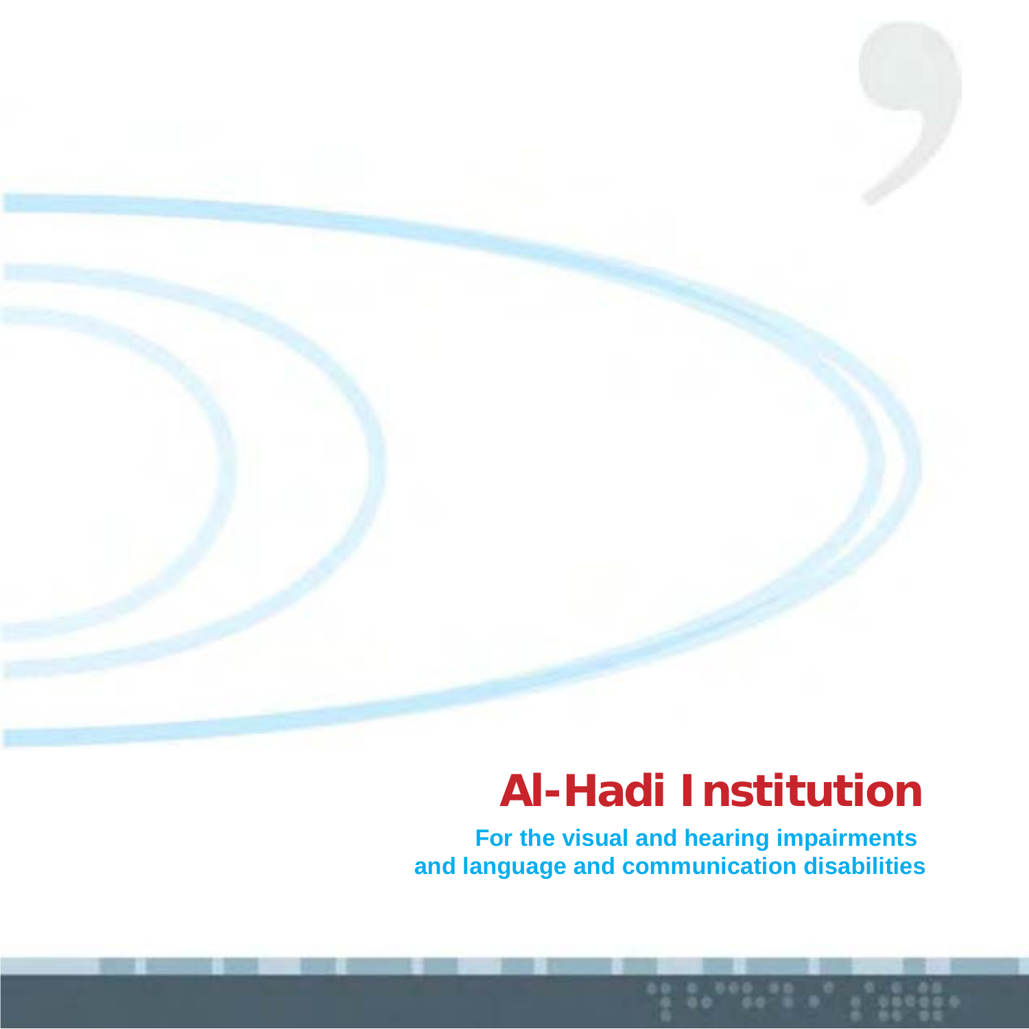# Al-Hadi Institution

**For the visual and hearing impairments and language and communication disabilities**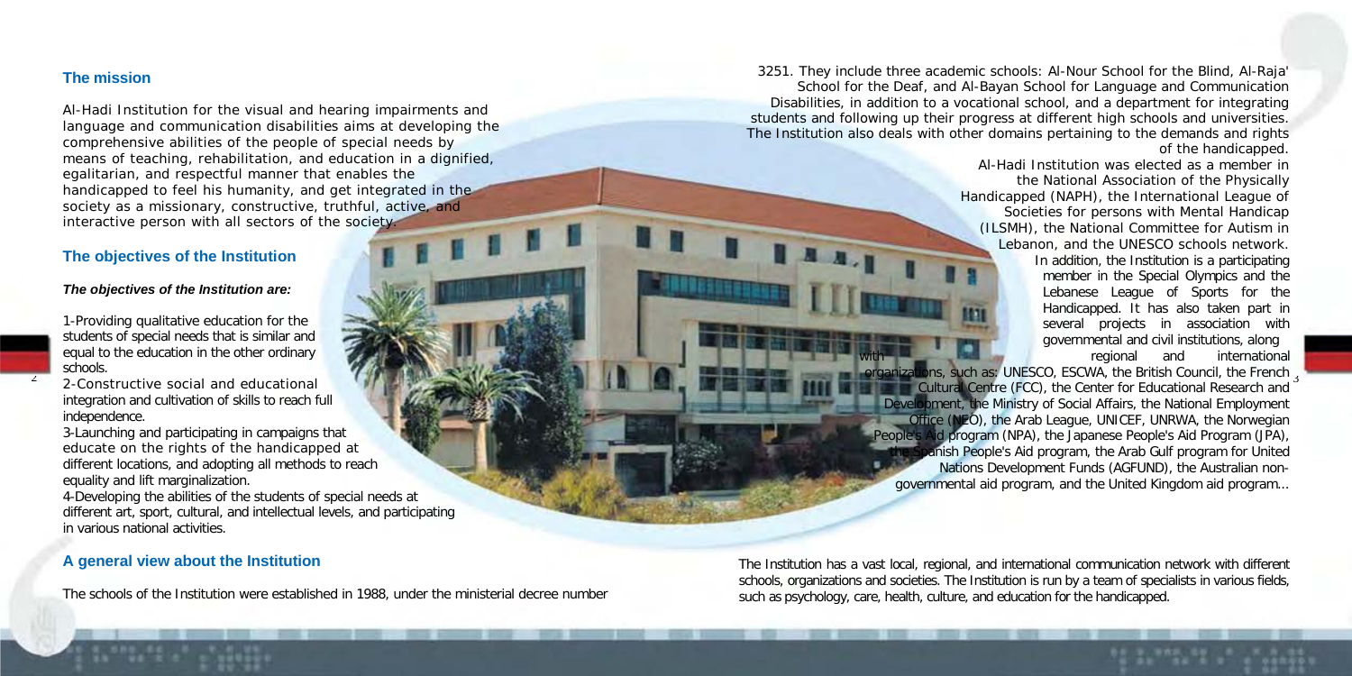## The mission

Al-Hadi Institution for the visual and hearing impairments and language and communication disabilities aims at developing the comprehensive abilities of the people of special needs by means of teaching, rehabilitation, and education in a dignified, egalitarian, and respectful manner that enables the handicapped to feel his humanity, and get integrated in the society as a missionary, constructive, truthful, active, and interactive person with all sectors of the society.

## The objectives of the Institution

***The objectives of the Institution are:***

1-Providing qualitative education for the students of special needs that is similar and equal to the education in the other ordinary schools.

2-Constructive social and educational integration and cultivation of skills to reach full independence.

3-Launching and participating in campaigns that educate on the rights of the handicapped at different locations, and adopting all methods to reach equality and lift marginalization.

4-Developing the abilities of the students of special needs at different art, sport, cultural, and intellectual levels, and participating in various national activities.

## A general view about the Institution

The schools of the Institution were established in 1988, under the ministerial decree number 3251. They include three academic schools: Al-Nour School for the Blind, Al-Raja' School for the Deaf, and Al-Bayan School for Language and Communication Disabilities, in addition to a vocational school, and a department for integrating students and following up their progress at different high schools and universities. The Institution also deals with other domains pertaining to the demands and rights of the handicapped.

Al-Hadi Institution was elected as a member in the National Association of the Physically Handicapped (NAPH), the International League of Societies for persons with Mental Handicap (ILSMH), the National Committee for Autism in Lebanon, and the UNESCO schools network. In addition, the Institution is a participating member in the Special Olympics and the Lebanese League of Sports for the Handicapped. It has also taken part in several projects in association with governmental and civil institutions, along with regional and international organizations, such as: UNESCO, ESCWA, the British Council, the French Cultural Centre (FCC), the Center for Educational Research and Development, the Ministry of Social Affairs, the National Employment Office (NEO), the Arab League, UNICEF, UNRWA, the Norwegian People's Aid program (NPA), the Japanese People's Aid Program (JPA), the Spanish People's Aid program, the Arab Gulf program for United Nations Development Funds (AGFUND), the Australian non-governmental aid program, and the United Kingdom aid program...

The Institution has a vast local, regional, and international communication network with different schools, organizations and societies. The Institution is run by a team of specialists in various fields, such as psychology, care, health, culture, and education for the handicapped.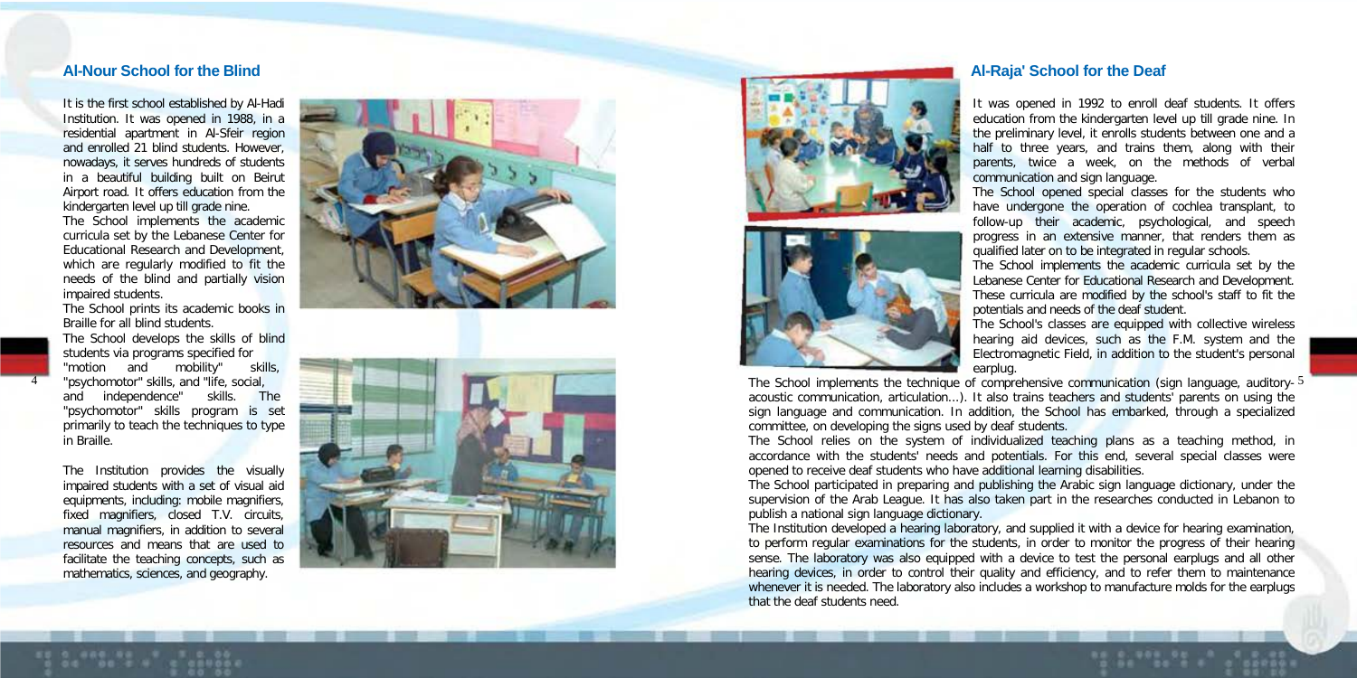## Al-Nour School for the Blind

It is the first school established by Al-Hadi Institution. It was opened in 1988, in a residential apartment in Al-Sfeir region and enrolled 21 blind students. However, nowadays, it serves hundreds of students in a beautiful building built on Beirut Airport road. It offers education from the kindergarten level up till grade nine.

The School implements the academic curricula set by the Lebanese Center for Educational Research and Development, which are regularly modified to fit the needs of the blind and partially vision impaired students.

The School prints its academic books in Braille for all blind students.

The School develops the skills of blind students via programs specified for "motion and mobility" skills, "psychomotor" skills, and "life, social, and independence" skills. The "psychomotor" skills program is set primarily to teach the techniques to type in Braille.

The Institution provides the visually impaired students with a set of visual aid equipments, including: mobile magnifiers, fixed magnifiers, closed T.V. circuits, manual magnifiers, in addition to several resources and means that are used to facilitate the teaching concepts, such as mathematics, sciences, and geography.

## Al-Raja' School for the Deaf

It was opened in 1992 to enroll deaf students. It offers education from the kindergarten level up till grade nine. In the preliminary level, it enrolls students between one and a half to three years, and trains them, along with their parents, twice a week, on the methods of verbal communication and sign language.

The School opened special classes for the students who have undergone the operation of cochlea transplant, to follow-up their academic, psychological, and speech progress in an extensive manner, that renders them as qualified later on to be integrated in regular schools.

The School implements the academic curricula set by the Lebanese Center for Educational Research and Development. These curricula are modified by the school's staff to fit the potentials and needs of the deaf student.

The School's classes are equipped with collective wireless hearing aid devices, such as the F.M. system and the Electromagnetic Field, in addition to the student's personal earplug.

The School implements the technique of comprehensive communication (sign language, auditory-acoustic communication, articulation...). It also trains teachers and students' parents on using the sign language and communication. In addition, the School has embarked, through a specialized committee, on developing the signs used by deaf students.

The School relies on the system of individualized teaching plans as a teaching method, in accordance with the students' needs and potentials. For this end, several special classes were opened to receive deaf students who have additional learning disabilities.

The School participated in preparing and publishing the Arabic sign language dictionary, under the supervision of the Arab League. It has also taken part in the researches conducted in Lebanon to publish a national sign language dictionary.

The Institution developed a hearing laboratory, and supplied it with a device for hearing examination, to perform regular examinations for the students, in order to monitor the progress of their hearing sense. The laboratory was also equipped with a device to test the personal earplugs and all other hearing devices, in order to control their quality and efficiency, and to refer them to maintenance whenever it is needed. The laboratory also includes a workshop to manufacture molds for the earplugs that the deaf students need.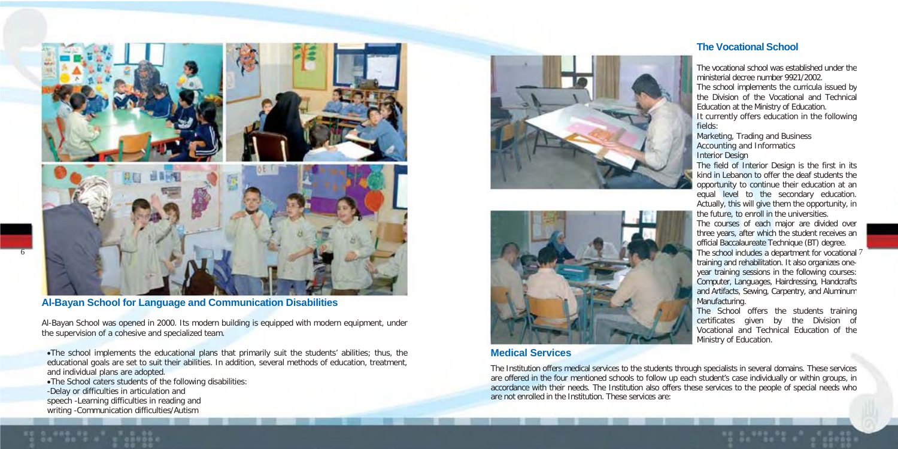## Al-Bayan School for Language and Communication Disabilities

Al-Bayan School was opened in 2000. Its modern building is equipped with modern equipment, under the supervision of a cohesive and specialized team.

- The school implements the educational plans that primarily suit the students' abilities; thus, the educational goals are set to suit their abilities. In addition, several methods of education, treatment, and individual plans are adopted.
- The School caters students of the following disabilities:

-Delay or difficulties in articulation and speech -Learning difficulties in reading and writing -Communication difficulties/Autism

## The Vocational School

The vocational school was established under the ministerial decree number 9921/2002.

The school implements the curricula issued by the Division of the Vocational and Technical Education at the Ministry of Education.

It currently offers education in the following fields:

Marketing, Trading and Business
Accounting and Informatics
Interior Design

The field of Interior Design is the first in its kind in Lebanon to offer the deaf students the opportunity to continue their education at an equal level to the secondary education. Actually, this will give them the opportunity, in the future, to enroll in the universities.

The courses of each major are divided over three years, after which the student receives an official Baccalaureate Technique (BT) degree.

The school includes a department for vocational training and rehabilitation. It also organizes one-year training sessions in the following courses: Computer, Languages, Hairdressing, Handcrafts and Artifacts, Sewing, Carpentry, and Aluminum Manufacturing.

The School offers the students training certificates given by the Division of Vocational and Technical Education of the Ministry of Education.

## Medical Services

The Institution offers medical services to the students through specialists in several domains. These services are offered in the four mentioned schools to follow up each student's case individually or within groups, in accordance with their needs. The Institution also offers these services to the people of special needs who are not enrolled in the Institution. These services are: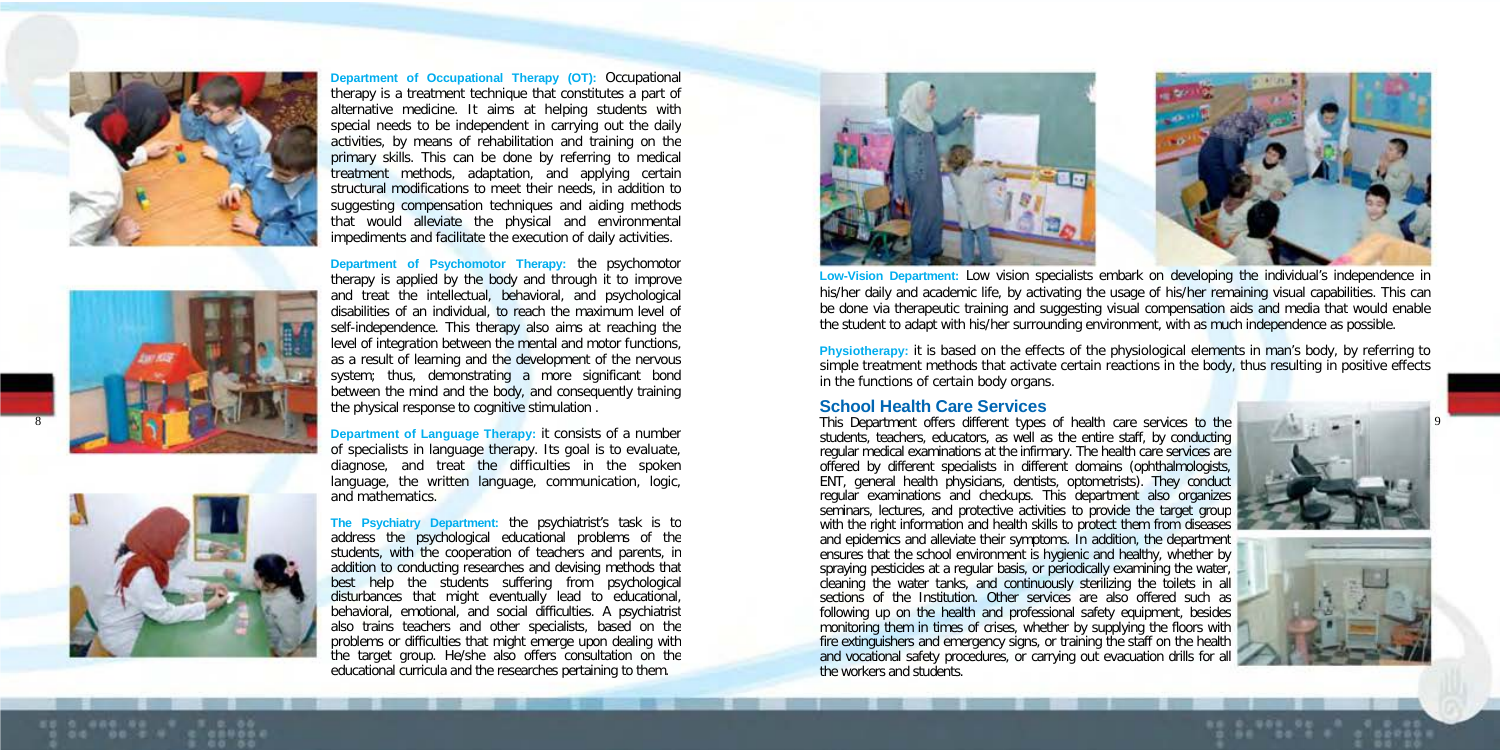**Department of Occupational Therapy (OT):** Occupational therapy is a treatment technique that constitutes a part of alternative medicine. It aims at helping students with special needs to be independent in carrying out the daily activities, by means of rehabilitation and training on the primary skills. This can be done by referring to medical treatment methods, adaptation, and applying certain structural modifications to meet their needs, in addition to suggesting compensation techniques and aiding methods that would alleviate the physical and environmental impediments and facilitate the execution of daily activities.

**Department of Psychomotor Therapy:** the psychomotor therapy is applied by the body and through it to improve and treat the intellectual, behavioral, and psychological disabilities of an individual, to reach the maximum level of self-independence. This therapy also aims at reaching the level of integration between the mental and motor functions, as a result of learning and the development of the nervous system; thus, demonstrating a more significant bond between the mind and the body, and consequently training the physical response to cognitive stimulation .

**Department of Language Therapy:** it consists of a number of specialists in language therapy. Its goal is to evaluate, diagnose, and treat the difficulties in the spoken language, the written language, communication, logic, and mathematics.

**The Psychiatry Department:** the psychiatrist's task is to address the psychological educational problems of the students, with the cooperation of teachers and parents, in addition to conducting researches and devising methods that best help the students suffering from psychological disturbances that might eventually lead to educational, behavioral, emotional, and social difficulties. A psychiatrist also trains teachers and other specialists, based on the problems or difficulties that might emerge upon dealing with the target group. He/she also offers consultation on the educational curricula and the researches pertaining to them.

**Low-Vision Department:** Low vision specialists embark on developing the individual's independence in his/her daily and academic life, by activating the usage of his/her remaining visual capabilities. This can be done via therapeutic training and suggesting visual compensation aids and media that would enable the student to adapt with his/her surrounding environment, with as much independence as possible.

**Physiotherapy:** it is based on the effects of the physiological elements in man's body, by referring to simple treatment methods that activate certain reactions in the body, thus resulting in positive effects in the functions of certain body organs.

## School Health Care Services

This Department offers different types of health care services to the students, teachers, educators, as well as the entire staff, by conducting regular medical examinations at the infirmary. The health care services are offered by different specialists in different domains (ophthalmologists, ENT, general health physicians, dentists, optometrists). They conduct regular examinations and checkups. This department also organizes seminars, lectures, and protective activities to provide the target group with the right information and health skills to protect them from diseases and epidemics and alleviate their symptoms. In addition, the department ensures that the school environment is hygienic and healthy, whether by spraying pesticides at a regular basis, or periodically examining the water, cleaning the water tanks, and continuously sterilizing the toilets in all sections of the Institution. Other services are also offered such as following up on the health and professional safety equipment, besides monitoring them in times of crises, whether by supplying the floors with fire extinguishers and emergency signs, or training the staff on the health and vocational safety procedures, or carrying out evacuation drills for all the workers and students.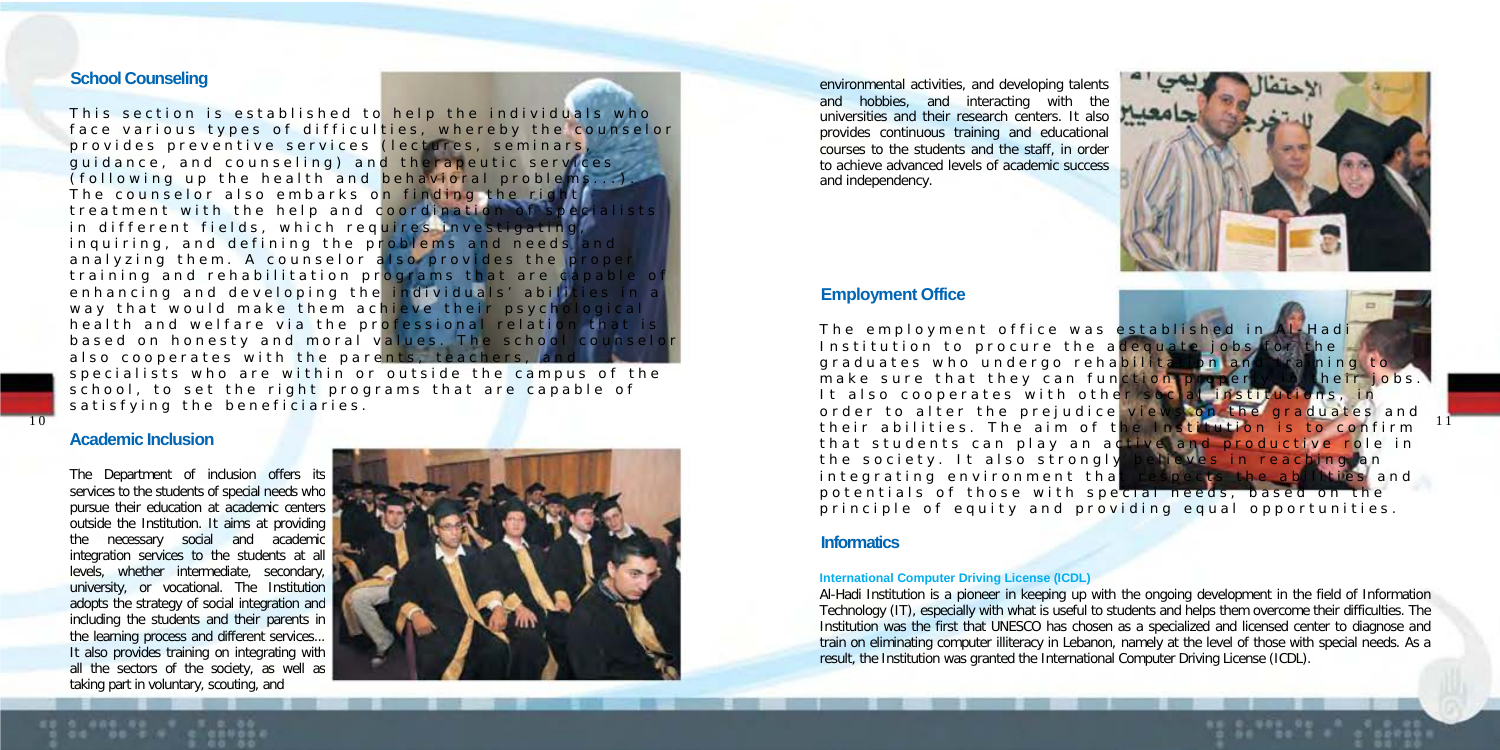## School Counseling

This section is established to help the individuals who face various types of difficulties, whereby the counselor provides preventive services (lectures, seminars, guidance, and counseling) and therapeutic services (following up the health and behavioral problems...). The counselor also embarks on finding the right treatment with the help and coordination of specialists in different fields, which requires investigating, inquiring, and defining the problems and needs and analyzing them. A counselor also provides the proper training and rehabilitation programs that are capable of enhancing and developing the individuals' abilities in a way that would make them achieve their psychological health and welfare via the professional relation that is based on honesty and moral values. The school counselor also cooperates with the parents, teachers, and specialists who are within or outside the campus of the school, to set the right programs that are capable of satisfying the beneficiaries.

## Academic Inclusion

The Department of inclusion offers its services to the students of special needs who pursue their education at academic centers outside the Institution. It aims at providing the necessary social and academic integration services to the students at all levels, whether intermediate, secondary, university, or vocational. The Institution adopts the strategy of social integration and including the students and their parents in the learning process and different services... It also provides training on integrating with all the sectors of the society, as well as taking part in voluntary, scouting, and environmental activities, and developing talents and hobbies, and interacting with the universities and their research centers. It also provides continuous training and educational courses to the students and the staff, in order to achieve advanced levels of academic success and independency.

## Employment Office

The employment office was established in Al-Hadi Institution to procure the adequate jobs for the graduates who undergo rehabilitation and training to make sure that they can function properly in their jobs. It also cooperates with other social institutions, in order to alter the prejudice views on the graduates and their abilities. The aim of the Institution is to confirm that students can play an active and productive role in the society. It also strongly believes in reaching an integrating environment that respects the abilities and potentials of those with special needs, based on the principle of equity and providing equal opportunities.

## Informatics

### International Computer Driving License (ICDL)

Al-Hadi Institution is a pioneer in keeping up with the ongoing development in the field of Information Technology (IT), especially with what is useful to students and helps them overcome their difficulties. The Institution was the first that UNESCO has chosen as a specialized and licensed center to diagnose and train on eliminating computer illiteracy in Lebanon, namely at the level of those with special needs. As a result, the Institution was granted the International Computer Driving License (ICDL).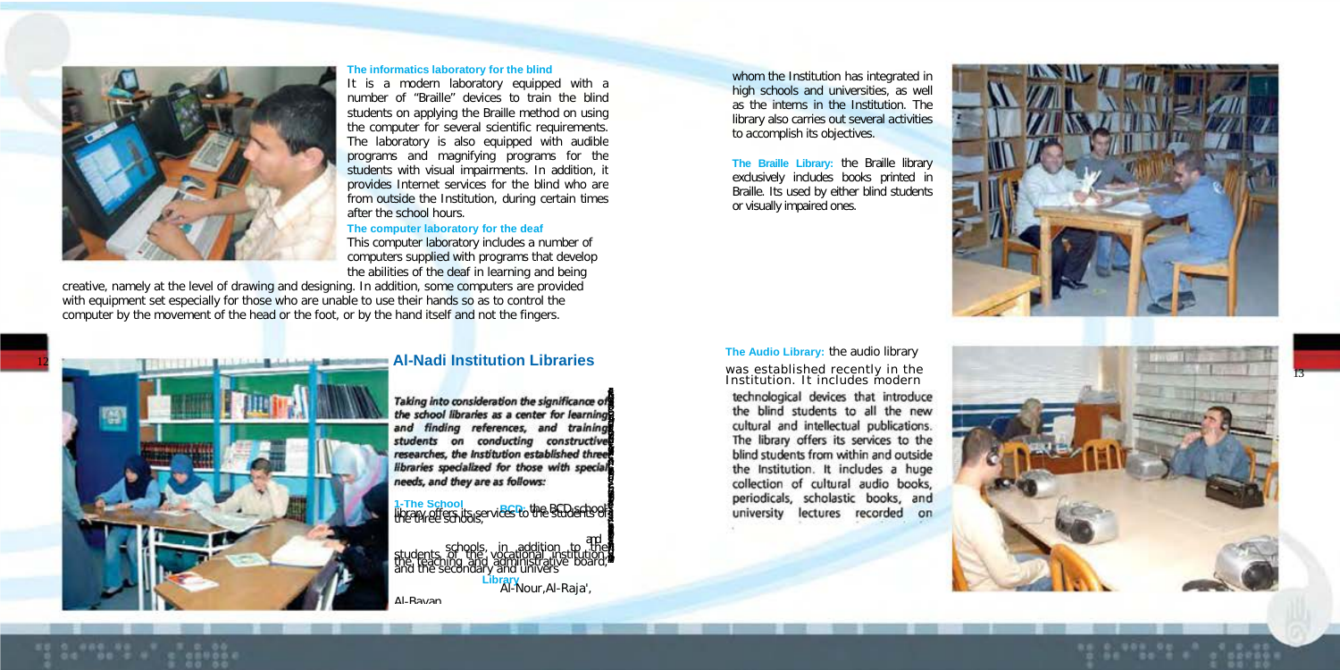### The informatics laboratory for the blind

It is a modern laboratory equipped with a number of "Braille" devices to train the blind students on applying the Braille method on using the computer for several scientific requirements. The laboratory is also equipped with audible programs and magnifying programs for the students with visual impairments. In addition, it provides Internet services for the blind who are from outside the Institution, during certain times after the school hours.

### The computer laboratory for the deaf

This computer laboratory includes a number of computers supplied with programs that develop the abilities of the deaf in learning and being creative, namely at the level of drawing and designing. In addition, some computers are provided with equipment set especially for those who are unable to use their hands so as to control the computer by the movement of the head or the foot, or by the hand itself and not the fingers.

## Al-Nadi Institution Libraries

*Taking into consideration the significance of the school libraries as a center for learning and finding references, and training students on conducting constructive researches, the Institution established three libraries specialized for those with special needs, and they are as follows:*

**1-The School Library BCD:** the BCD school library offers its services to the students of the three schools, Al-Nour, Al-Raja', Al-Bayan schools, in addition to the students of the vocational institution and the secondary and university students whom the Institution has integrated in high schools and universities, as well as the interns in the Institution. The library also carries out several activities to accomplish its objectives.

**The Braille Library:** the Braille library exclusively includes books printed in Braille. Its used by either blind students or visually impaired ones.

**The Audio Library:** the audio library was established recently in the Institution. It includes modern technological devices that introduce the blind students to all the new cultural and intellectual publications. The library offers its services to the blind students from within and outside the Institution. It includes a huge collection of cultural audio books, periodicals, scholastic books, and university lectures recorded on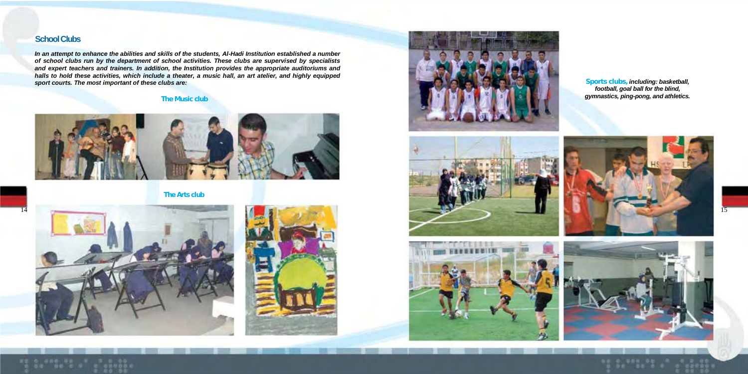## School Clubs

*In an attempt to enhance the abilities and skills of the students, Al-Hadi Institution established a number of school clubs run by the department of school activities. These clubs are supervised by specialists and expert teachers and trainers. In addition, the Institution provides the appropriate auditoriums and halls to hold these activities, which include a theater, a music hall, an art atelier, and highly equipped sport courts. The most important of these clubs are:*

### The Music club

### The Arts club

**Sports clubs,** *including: basketball, football, goal ball for the blind, gymnastics, ping-pong, and athletics.*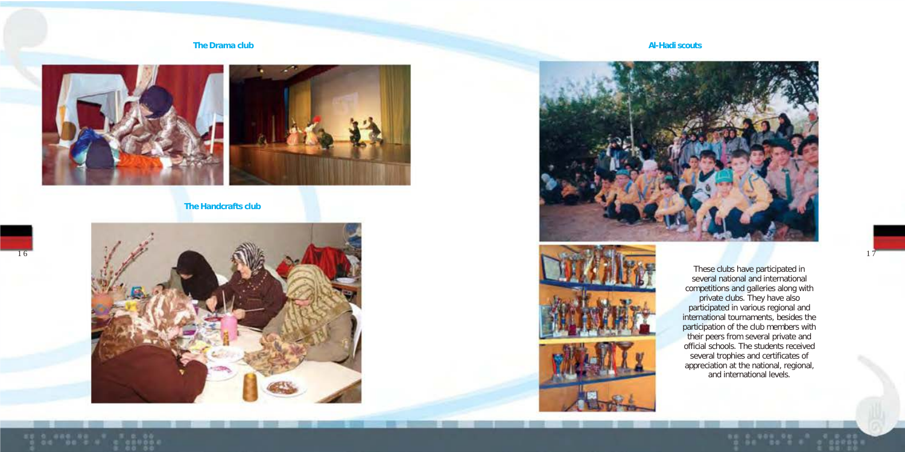## The Drama club

## The Handcrafts club

## Al-Hadi scouts

These clubs have participated in several national and international competitions and galleries along with private clubs. They have also participated in various regional and international tournaments, besides the participation of the club members with their peers from several private and official schools. The students received several trophies and certificates of appreciation at the national, regional, and international levels.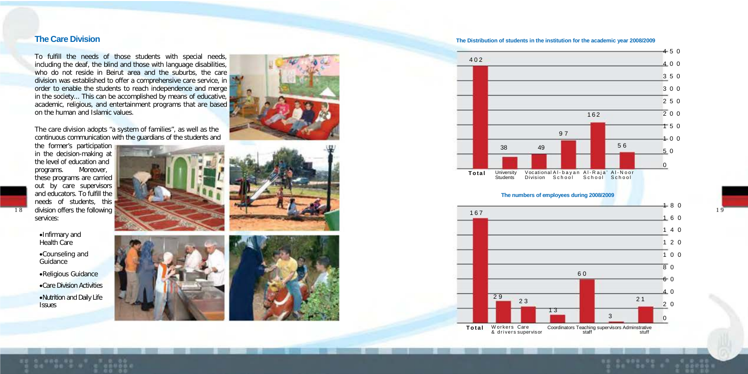## The Care Division

To fulfill the needs of those students with special needs, including the deaf, the blind and those with language disabilities, who do not reside in Beirut area and the suburbs, the care division was established to offer a comprehensive care service, in order to enable the students to reach independence and merge in the society... This can be accomplished by means of educative, academic, religious, and entertainment programs that are based on the human and Islamic values.

The care division adopts "a system of families", as well as the continuous communication with the guardians of the students and the former's participation in the decision-making at the level of education and programs. Moreover, these programs are carried out by care supervisors and educators. To fulfill the needs of students, this division offers the following services:

- Infirmary and Health Care
- Counseling and Guidance
- Religious Guidance
- Care Division Activities
- Nutrition and Daily Life Issues

**The Distribution of students in the institution for the academic year 2008/2009**

| Total | University Students | Vocational Division | Al-bayan School | Al-Raja' School | Al-Noor School |
|---|---|---|---|---|---|
| 402 | 38 | 49 | 97 | 162 | 56 |

**The numbers of employees during 2008/2009**

| Total | Workers & drivers | Care supervisor | Coordinators | Teaching staff | supervisors | Adminstrative stuff |
|---|---|---|---|---|---|---|
| 167 | 29 | 23 | 13 | 60 | 3 | 21 |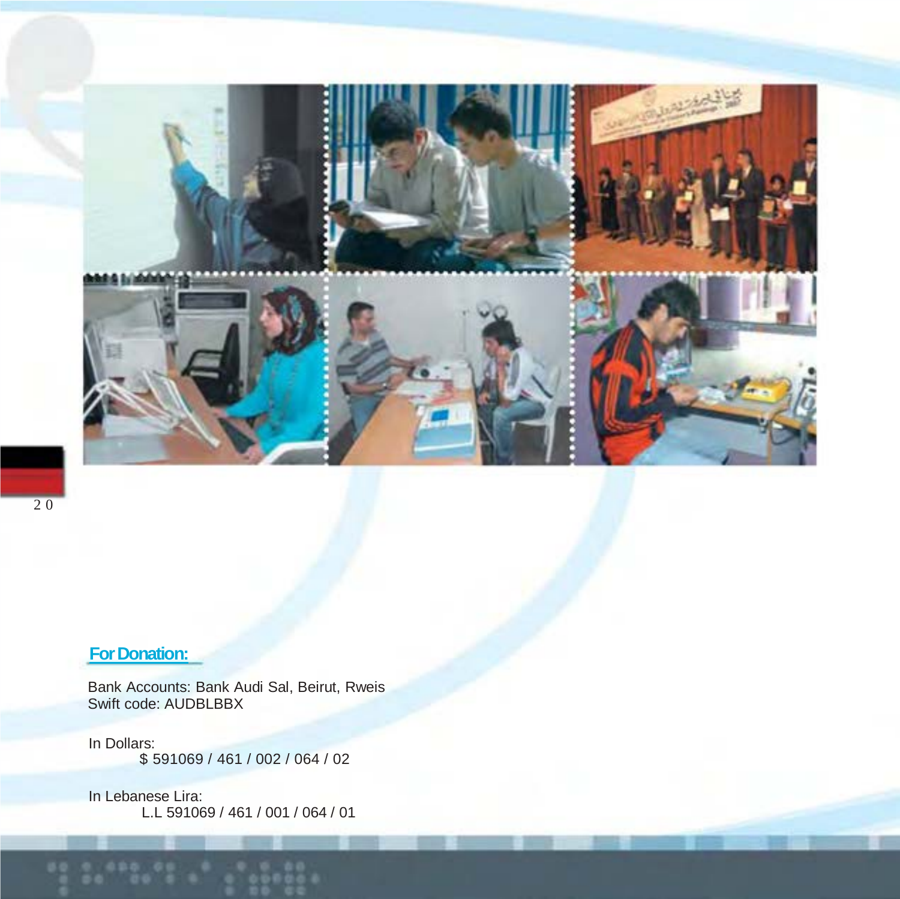## For Donation:

Bank Accounts: Bank Audi Sal, Beirut, Rweis
Swift code: AUDBLBBX

In Dollars:
$ 591069 / 461 / 002 / 064 / 02

In Lebanese Lira:
L.L 591069 / 461 / 001 / 064 / 01